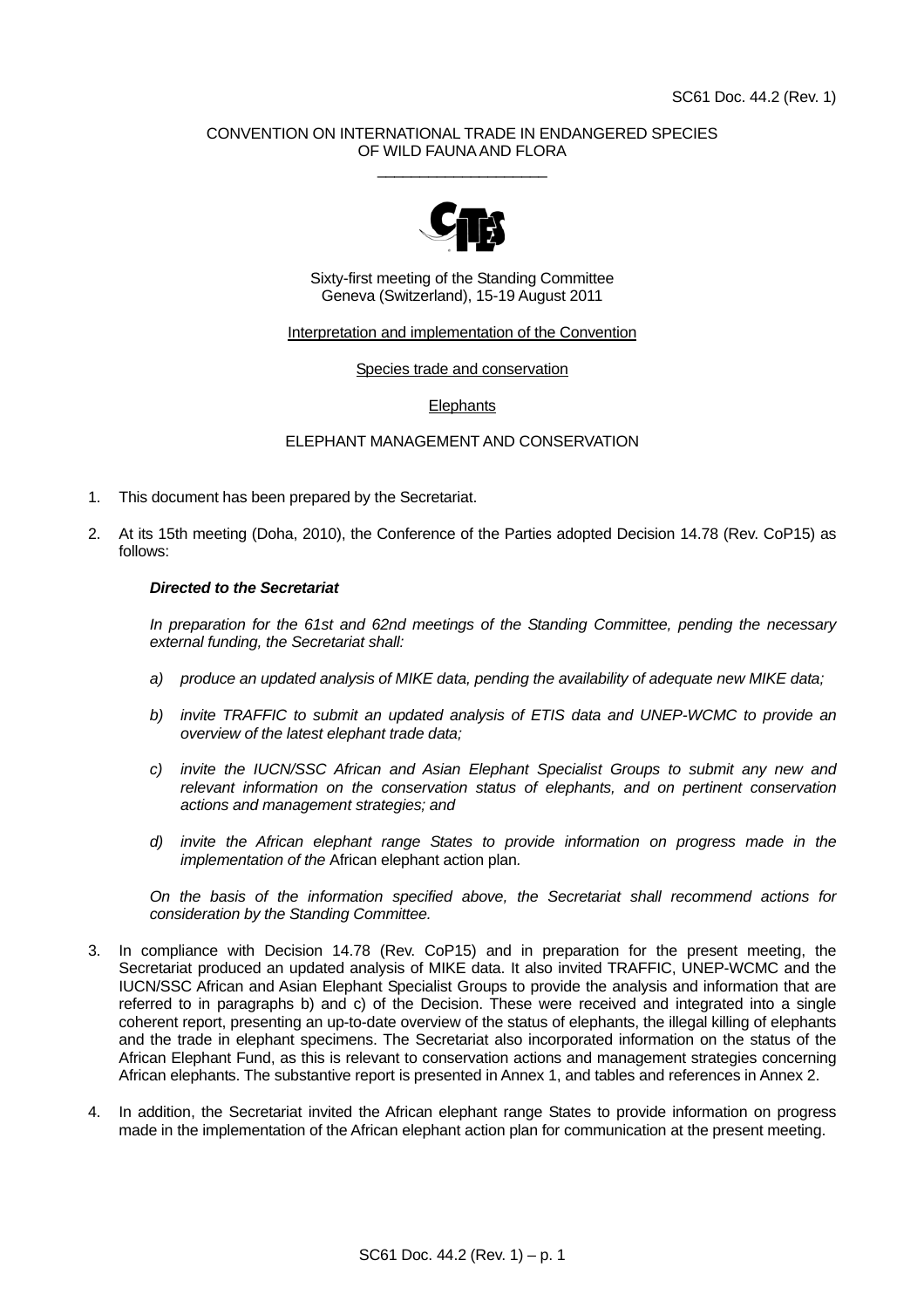SC61 Doc. 44.2 (Rev. 1)

CONVENTION ON INTERNATIONAL TRADE IN ENDANGERED SPECIES
OF WILD FAUNA AND FLORA

\_\_\_\_\_\_\_\_\_\_\_\_\_\_\_\_\_\_\_\_

Sixty-first meeting of the Standing Committee
Geneva (Switzerland), 15-19 August 2011

Interpretation and implementation of the Convention

Species trade and conservation

Elephants

ELEPHANT MANAGEMENT AND CONSERVATION

1. This document has been prepared by the Secretariat.

2. At its 15th meeting (Doha, 2010), the Conference of the Parties adopted Decision 14.78 (Rev. CoP15) as follows:

   ***Directed to the Secretariat***

   *In preparation for the 61st and 62nd meetings of the Standing Committee, pending the necessary external funding, the Secretariat shall:*

   *a) produce an updated analysis of MIKE data, pending the availability of adequate new MIKE data;*

   *b) invite TRAFFIC to submit an updated analysis of ETIS data and UNEP-WCMC to provide an overview of the latest elephant trade data;*

   *c) invite the IUCN/SSC African and Asian Elephant Specialist Groups to submit any new and relevant information on the conservation status of elephants, and on pertinent conservation actions and management strategies; and*

   *d) invite the African elephant range States to provide information on progress made in the implementation of the* African elephant action plan*.*

   *On the basis of the information specified above, the Secretariat shall recommend actions for consideration by the Standing Committee.*

3. In compliance with Decision 14.78 (Rev. CoP15) and in preparation for the present meeting, the Secretariat produced an updated analysis of MIKE data. It also invited TRAFFIC, UNEP-WCMC and the IUCN/SSC African and Asian Elephant Specialist Groups to provide the analysis and information that are referred to in paragraphs b) and c) of the Decision. These were received and integrated into a single coherent report, presenting an up-to-date overview of the status of elephants, the illegal killing of elephants and the trade in elephant specimens. The Secretariat also incorporated information on the status of the African Elephant Fund, as this is relevant to conservation actions and management strategies concerning African elephants. The substantive report is presented in Annex 1, and tables and references in Annex 2.

4. In addition, the Secretariat invited the African elephant range States to provide information on progress made in the implementation of the African elephant action plan for communication at the present meeting.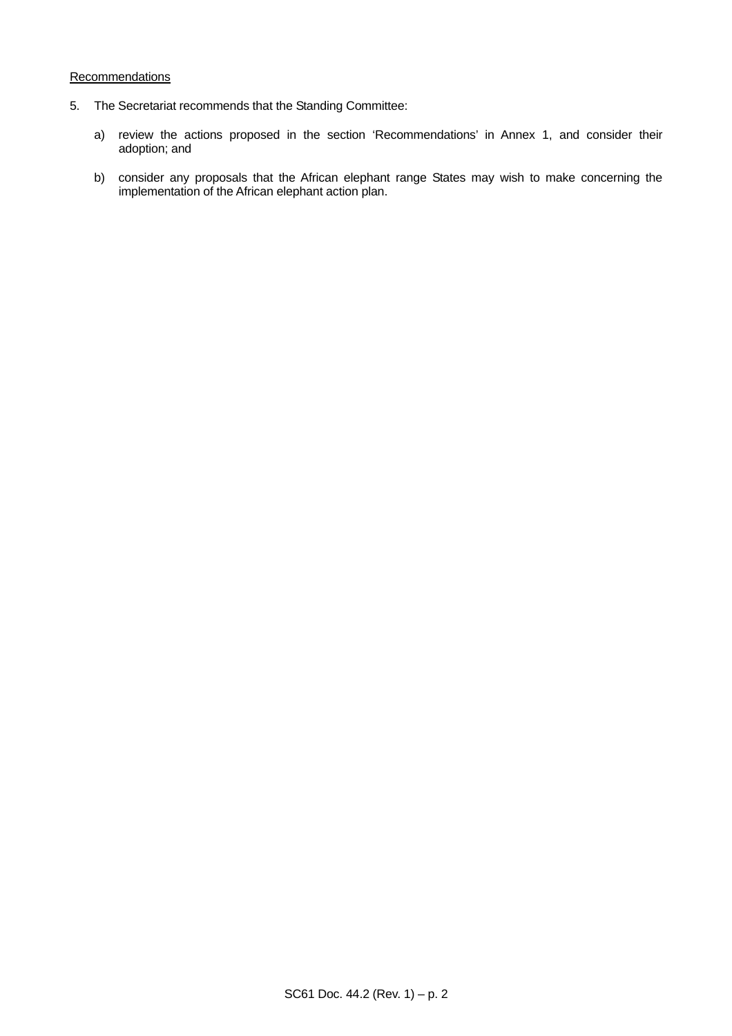<u>Recommendations</u>

5. The Secretariat recommends that the Standing Committee:

   a) review the actions proposed in the section 'Recommendations' in Annex 1, and consider their adoption; and

   b) consider any proposals that the African elephant range States may wish to make concerning the implementation of the African elephant action plan.